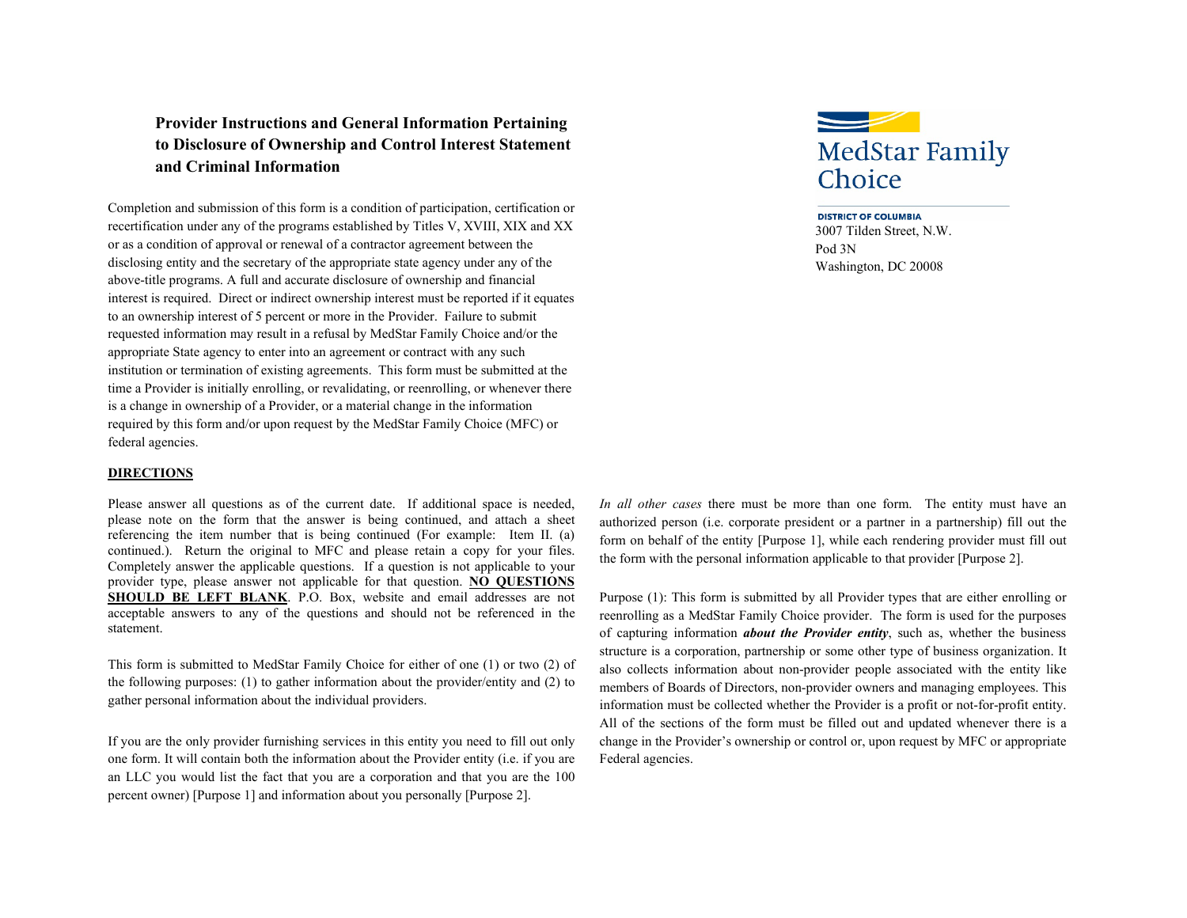# Provider Instructions and General Information Pertaining to Disclosure of Ownership and Control Interest Statement and Criminal Information

MedStar Family Choice

DISTRICT OF COLUMBIA
3007 Tilden Street, N.W.
Pod 3N
Washington, DC 20008

Completion and submission of this form is a condition of participation, certification or recertification under any of the programs established by Titles V, XVIII, XIX and XX or as a condition of approval or renewal of a contractor agreement between the disclosing entity and the secretary of the appropriate state agency under any of the above-title programs. A full and accurate disclosure of ownership and financial interest is required. Direct or indirect ownership interest must be reported if it equates to an ownership interest of 5 percent or more in the Provider. Failure to submit requested information may result in a refusal by MedStar Family Choice and/or the appropriate State agency to enter into an agreement or contract with any such institution or termination of existing agreements. This form must be submitted at the time a Provider is initially enrolling, or revalidating, or reenrolling, or whenever there is a change in ownership of a Provider, or a material change in the information required by this form and/or upon request by the MedStar Family Choice (MFC) or federal agencies.

**DIRECTIONS**

Please answer all questions as of the current date. If additional space is needed, please note on the form that the answer is being continued, and attach a sheet referencing the item number that is being continued (For example: Item II. (a) continued.). Return the original to MFC and please retain a copy for your files. Completely answer the applicable questions. If a question is not applicable to your provider type, please answer not applicable for that question. **NO QUESTIONS SHOULD BE LEFT BLANK**. P.O. Box, website and email addresses are not acceptable answers to any of the questions and should not be referenced in the statement.

This form is submitted to MedStar Family Choice for either of one (1) or two (2) of the following purposes: (1) to gather information about the provider/entity and (2) to gather personal information about the individual providers.

If you are the only provider furnishing services in this entity you need to fill out only one form. It will contain both the information about the Provider entity (i.e. if you are an LLC you would list the fact that you are a corporation and that you are the 100 percent owner) [Purpose 1] and information about you personally [Purpose 2].

*In all other cases* there must be more than one form. The entity must have an authorized person (i.e. corporate president or a partner in a partnership) fill out the form on behalf of the entity [Purpose 1], while each rendering provider must fill out the form with the personal information applicable to that provider [Purpose 2].

Purpose (1): This form is submitted by all Provider types that are either enrolling or reenrolling as a MedStar Family Choice provider. The form is used for the purposes of capturing information ***about the Provider entity***, such as, whether the business structure is a corporation, partnership or some other type of business organization. It also collects information about non-provider people associated with the entity like members of Boards of Directors, non-provider owners and managing employees. This information must be collected whether the Provider is a profit or not-for-profit entity. All of the sections of the form must be filled out and updated whenever there is a change in the Provider's ownership or control or, upon request by MFC or appropriate Federal agencies.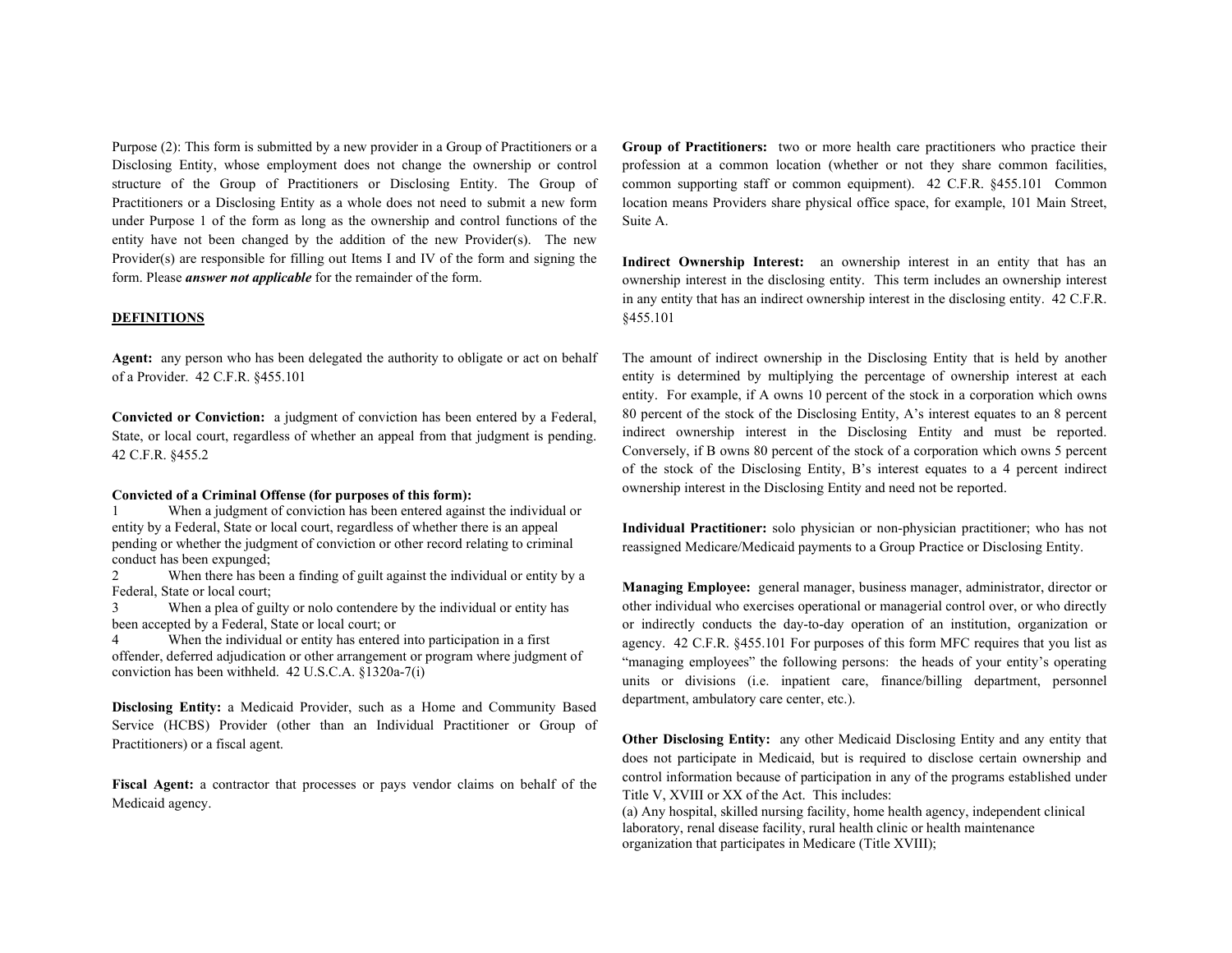Purpose (2): This form is submitted by a new provider in a Group of Practitioners or a Disclosing Entity, whose employment does not change the ownership or control structure of the Group of Practitioners or Disclosing Entity. The Group of Practitioners or a Disclosing Entity as a whole does not need to submit a new form under Purpose 1 of the form as long as the ownership and control functions of the entity have not been changed by the addition of the new Provider(s). The new Provider(s) are responsible for filling out Items I and IV of the form and signing the form. Please ***answer not applicable*** for the remainder of the form.

## DEFINITIONS

**Agent:** any person who has been delegated the authority to obligate or act on behalf of a Provider. 42 C.F.R. §455.101

**Convicted or Conviction:** a judgment of conviction has been entered by a Federal, State, or local court, regardless of whether an appeal from that judgment is pending. 42 C.F.R. §455.2

**Convicted of a Criminal Offense (for purposes of this form):**

1. When a judgment of conviction has been entered against the individual or entity by a Federal, State or local court, regardless of whether there is an appeal pending or whether the judgment of conviction or other record relating to criminal conduct has been expunged;
2. When there has been a finding of guilt against the individual or entity by a Federal, State or local court;
3. When a plea of guilty or nolo contendere by the individual or entity has been accepted by a Federal, State or local court; or
4. When the individual or entity has entered into participation in a first offender, deferred adjudication or other arrangement or program where judgment of conviction has been withheld. 42 U.S.C.A. §1320a-7(i)

**Disclosing Entity:** a Medicaid Provider, such as a Home and Community Based Service (HCBS) Provider (other than an Individual Practitioner or Group of Practitioners) or a fiscal agent.

**Fiscal Agent:** a contractor that processes or pays vendor claims on behalf of the Medicaid agency.

**Group of Practitioners:** two or more health care practitioners who practice their profession at a common location (whether or not they share common facilities, common supporting staff or common equipment). 42 C.F.R. §455.101 Common location means Providers share physical office space, for example, 101 Main Street, Suite A.

**Indirect Ownership Interest:** an ownership interest in an entity that has an ownership interest in the disclosing entity. This term includes an ownership interest in any entity that has an indirect ownership interest in the disclosing entity. 42 C.F.R. §455.101

The amount of indirect ownership in the Disclosing Entity that is held by another entity is determined by multiplying the percentage of ownership interest at each entity. For example, if A owns 10 percent of the stock in a corporation which owns 80 percent of the stock of the Disclosing Entity, A's interest equates to an 8 percent indirect ownership interest in the Disclosing Entity and must be reported. Conversely, if B owns 80 percent of the stock of a corporation which owns 5 percent of the stock of the Disclosing Entity, B's interest equates to a 4 percent indirect ownership interest in the Disclosing Entity and need not be reported.

**Individual Practitioner:** solo physician or non-physician practitioner; who has not reassigned Medicare/Medicaid payments to a Group Practice or Disclosing Entity.

**Managing Employee:** general manager, business manager, administrator, director or other individual who exercises operational or managerial control over, or who directly or indirectly conducts the day-to-day operation of an institution, organization or agency. 42 C.F.R. §455.101 For purposes of this form MFC requires that you list as "managing employees" the following persons: the heads of your entity's operating units or divisions (i.e. inpatient care, finance/billing department, personnel department, ambulatory care center, etc.).

**Other Disclosing Entity:** any other Medicaid Disclosing Entity and any entity that does not participate in Medicaid, but is required to disclose certain ownership and control information because of participation in any of the programs established under Title V, XVIII or XX of the Act. This includes:

(a) Any hospital, skilled nursing facility, home health agency, independent clinical laboratory, renal disease facility, rural health clinic or health maintenance organization that participates in Medicare (Title XVIII);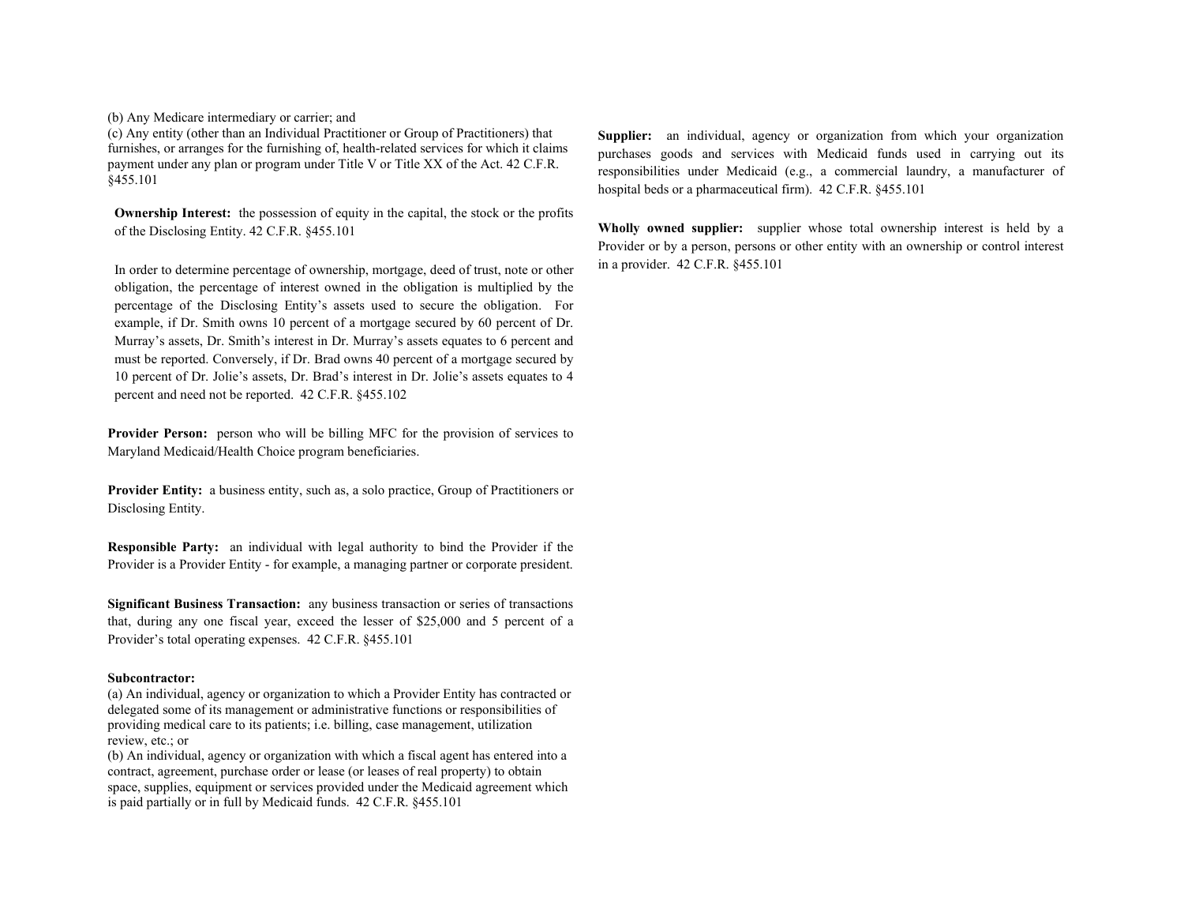(b) Any Medicare intermediary or carrier; and
(c) Any entity (other than an Individual Practitioner or Group of Practitioners) that furnishes, or arranges for the furnishing of, health-related services for which it claims payment under any plan or program under Title V or Title XX of the Act. 42 C.F.R. §455.101

**Ownership Interest:** the possession of equity in the capital, the stock or the profits of the Disclosing Entity. 42 C.F.R. §455.101

In order to determine percentage of ownership, mortgage, deed of trust, note or other obligation, the percentage of interest owned in the obligation is multiplied by the percentage of the Disclosing Entity's assets used to secure the obligation. For example, if Dr. Smith owns 10 percent of a mortgage secured by 60 percent of Dr. Murray's assets, Dr. Smith's interest in Dr. Murray's assets equates to 6 percent and must be reported. Conversely, if Dr. Brad owns 40 percent of a mortgage secured by 10 percent of Dr. Jolie's assets, Dr. Brad's interest in Dr. Jolie's assets equates to 4 percent and need not be reported. 42 C.F.R. §455.102

**Provider Person:** person who will be billing MFC for the provision of services to Maryland Medicaid/Health Choice program beneficiaries.

**Provider Entity:** a business entity, such as, a solo practice, Group of Practitioners or Disclosing Entity.

**Responsible Party:** an individual with legal authority to bind the Provider if the Provider is a Provider Entity - for example, a managing partner or corporate president.

**Significant Business Transaction:** any business transaction or series of transactions that, during any one fiscal year, exceed the lesser of $25,000 and 5 percent of a Provider's total operating expenses. 42 C.F.R. §455.101

**Subcontractor:**
(a) An individual, agency or organization to which a Provider Entity has contracted or delegated some of its management or administrative functions or responsibilities of providing medical care to its patients; i.e. billing, case management, utilization review, etc.; or
(b) An individual, agency or organization with which a fiscal agent has entered into a contract, agreement, purchase order or lease (or leases of real property) to obtain space, supplies, equipment or services provided under the Medicaid agreement which is paid partially or in full by Medicaid funds. 42 C.F.R. §455.101

**Supplier:** an individual, agency or organization from which your organization purchases goods and services with Medicaid funds used in carrying out its responsibilities under Medicaid (e.g., a commercial laundry, a manufacturer of hospital beds or a pharmaceutical firm). 42 C.F.R. §455.101

**Wholly owned supplier:** supplier whose total ownership interest is held by a Provider or by a person, persons or other entity with an ownership or control interest in a provider. 42 C.F.R. §455.101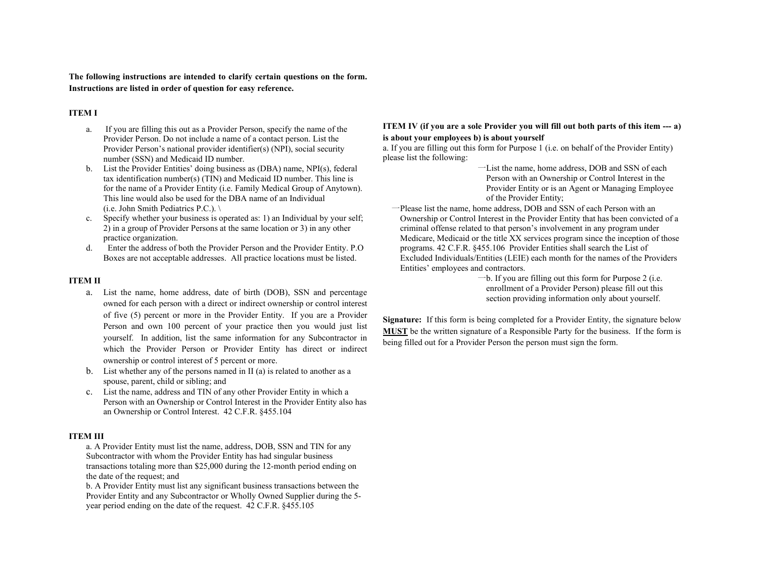**The following instructions are intended to clarify certain questions on the form. Instructions are listed in order of question for easy reference.**

**ITEM I**

a. If you are filling this out as a Provider Person, specify the name of the Provider Person. Do not include a name of a contact person. List the Provider Person's national provider identifier(s) (NPI), social security number (SSN) and Medicaid ID number.

b. List the Provider Entities' doing business as (DBA) name, NPI(s), federal tax identification number(s) (TIN) and Medicaid ID number. This line is for the name of a Provider Entity (i.e. Family Medical Group of Anytown). This line would also be used for the DBA name of an Individual (i.e. John Smith Pediatrics P.C.). \

c. Specify whether your business is operated as: 1) an Individual by your self; 2) in a group of Provider Persons at the same location or 3) in any other practice organization.

d. Enter the address of both the Provider Person and the Provider Entity. P.O Boxes are not acceptable addresses. All practice locations must be listed.

**ITEM II**

a. List the name, home address, date of birth (DOB), SSN and percentage owned for each person with a direct or indirect ownership or control interest of five (5) percent or more in the Provider Entity. If you are a Provider Person and own 100 percent of your practice then you would just list yourself. In addition, list the same information for any Subcontractor in which the Provider Person or Provider Entity has direct or indirect ownership or control interest of 5 percent or more.

b. List whether any of the persons named in II (a) is related to another as a spouse, parent, child or sibling; and

c. List the name, address and TIN of any other Provider Entity in which a Person with an Ownership or Control Interest in the Provider Entity also has an Ownership or Control Interest. 42 C.F.R. §455.104

**ITEM III**

a. A Provider Entity must list the name, address, DOB, SSN and TIN for any Subcontractor with whom the Provider Entity has had singular business transactions totaling more than $25,000 during the 12-month period ending on the date of the request; and

b. A Provider Entity must list any significant business transactions between the Provider Entity and any Subcontractor or Wholly Owned Supplier during the 5-year period ending on the date of the request. 42 C.F.R. §455.105

**ITEM IV (if you are a sole Provider you will fill out both parts of this item --- a) is about your employees b) is about yourself**

a. If you are filling out this form for Purpose 1 (i.e. on behalf of the Provider Entity) please list the following:

- List the name, home address, DOB and SSN of each Person with an Ownership or Control Interest in the Provider Entity or is an Agent or Managing Employee of the Provider Entity;
- Please list the name, home address, DOB and SSN of each Person with an Ownership or Control Interest in the Provider Entity that has been convicted of a criminal offense related to that person's involvement in any program under Medicare, Medicaid or the title XX services program since the inception of those programs. 42 C.F.R. §455.106 Provider Entities shall search the List of Excluded Individuals/Entities (LEIE) each month for the names of the Providers Entities' employees and contractors.
- b. If you are filling out this form for Purpose 2 (i.e. enrollment of a Provider Person) please fill out this section providing information only about yourself.

**Signature:** If this form is being completed for a Provider Entity, the signature below **MUST** be the written signature of a Responsible Party for the business. If the form is being filled out for a Provider Person the person must sign the form.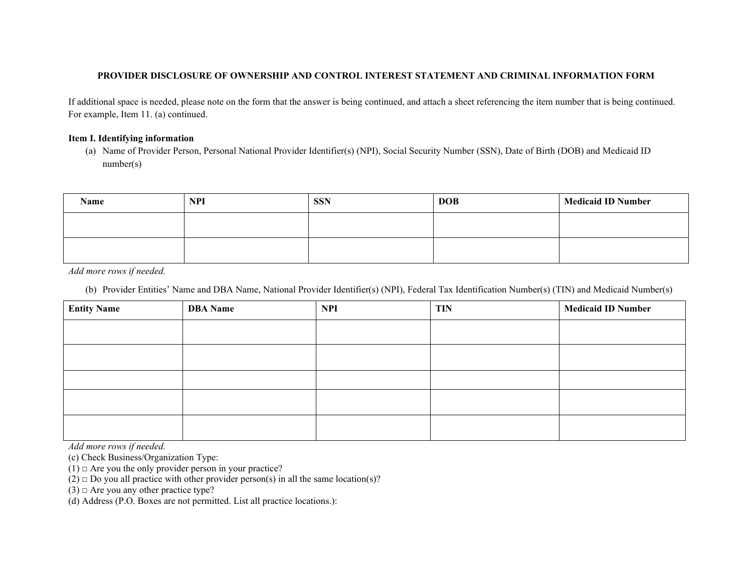**PROVIDER DISCLOSURE OF OWNERSHIP AND CONTROL INTEREST STATEMENT AND CRIMINAL INFORMATION FORM**

If additional space is needed, please note on the form that the answer is being continued, and attach a sheet referencing the item number that is being continued. For example, Item 11. (a) continued.

**Item I. Identifying information**

(a) Name of Provider Person, Personal National Provider Identifier(s) (NPI), Social Security Number (SSN), Date of Birth (DOB) and Medicaid ID number(s)

| Name | NPI | SSN | DOB | Medicaid ID Number |
|---|---|---|---|---|
| | | | | |
| | | | | |

*Add more rows if needed.*

(b) Provider Entities' Name and DBA Name, National Provider Identifier(s) (NPI), Federal Tax Identification Number(s) (TIN) and Medicaid Number(s)

| Entity Name | DBA Name | NPI | TIN | Medicaid ID Number |
|---|---|---|---|---|
| | | | | |
| | | | | |
| | | | | |
| | | | | |
| | | | | |

*Add more rows if needed.*

(c) Check Business/Organization Type:

(1) □ Are you the only provider person in your practice?

(2) □ Do you all practice with other provider person(s) in all the same location(s)?

(3) □ Are you any other practice type?

(d) Address (P.O. Boxes are not permitted. List all practice locations.):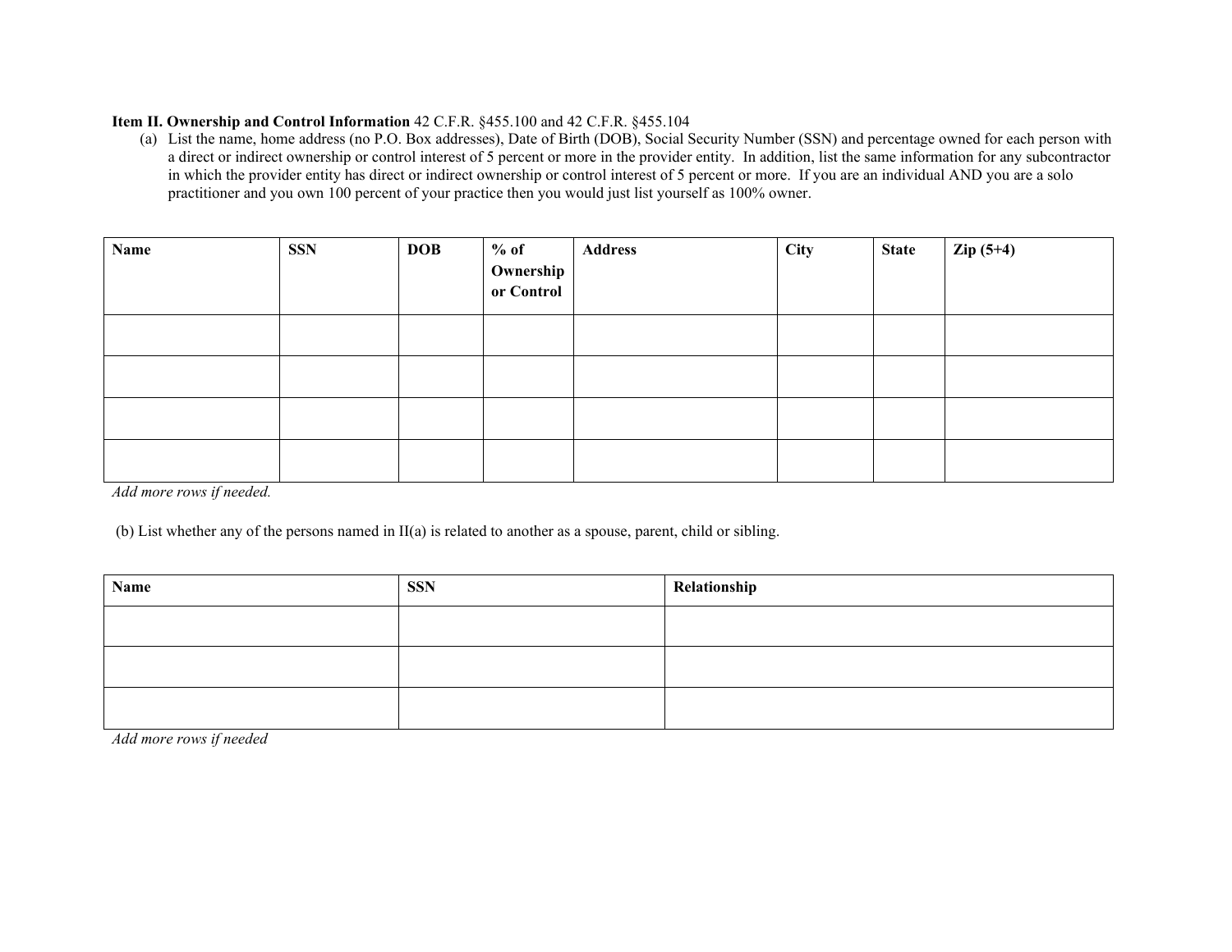**Item II. Ownership and Control Information** 42 C.F.R. §455.100 and 42 C.F.R. §455.104

(a) List the name, home address (no P.O. Box addresses), Date of Birth (DOB), Social Security Number (SSN) and percentage owned for each person with a direct or indirect ownership or control interest of 5 percent or more in the provider entity. In addition, list the same information for any subcontractor in which the provider entity has direct or indirect ownership or control interest of 5 percent or more. If you are an individual AND you are a solo practitioner and you own 100 percent of your practice then you would just list yourself as 100% owner.

| Name | SSN | DOB | % of Ownership or Control | Address | City | State | Zip (5+4) |
|---|---|---|---|---|---|---|---|
| | | | | | | | |
| | | | | | | | |
| | | | | | | | |
| | | | | | | | |

*Add more rows if needed.*

(b) List whether any of the persons named in II(a) is related to another as a spouse, parent, child or sibling.

| Name | SSN | Relationship |
|---|---|---|
| | | |
| | | |
| | | |

*Add more rows if needed*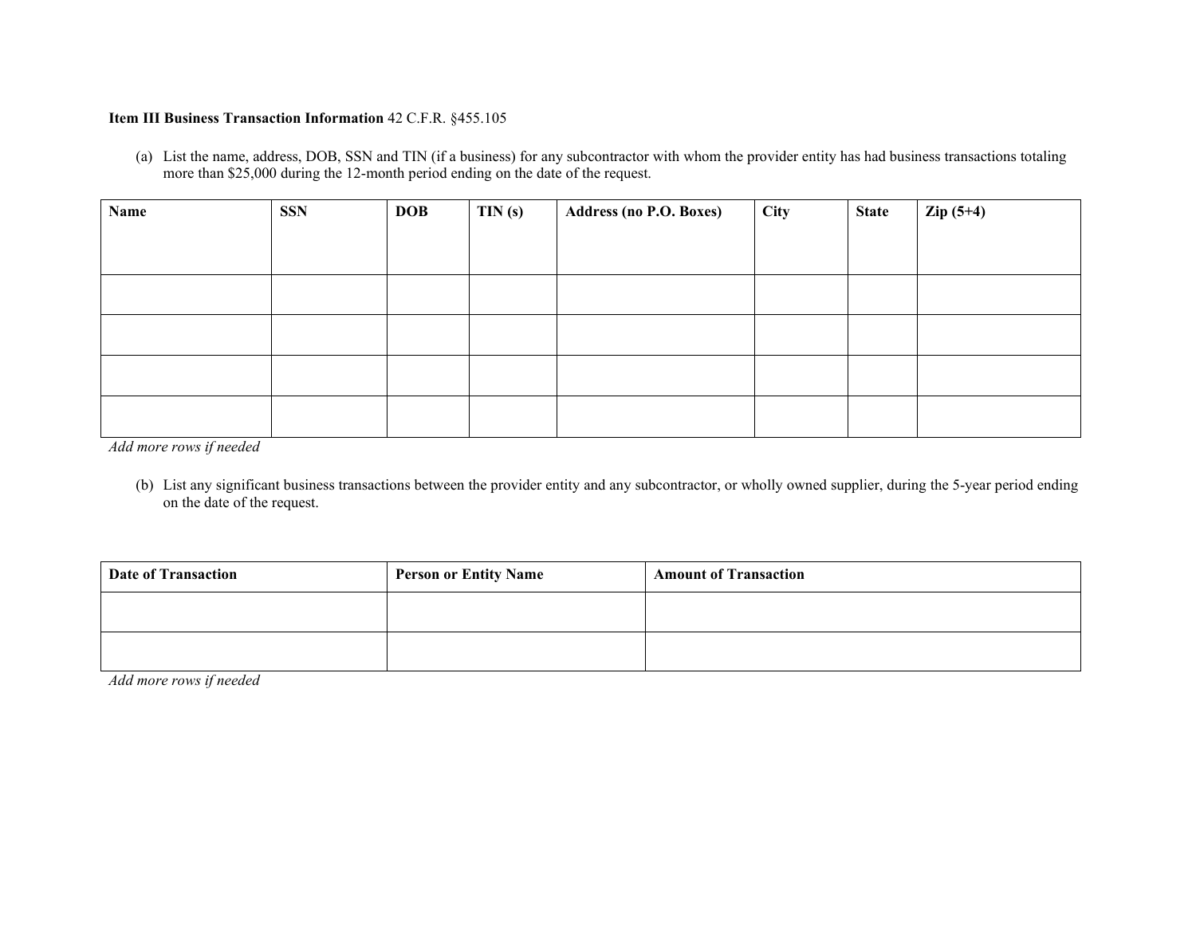**Item III Business Transaction Information** 42 C.F.R. §455.105

(a) List the name, address, DOB, SSN and TIN (if a business) for any subcontractor with whom the provider entity has had business transactions totaling more than $25,000 during the 12-month period ending on the date of the request.

| Name | SSN | DOB | TIN (s) | Address (no P.O. Boxes) | City | State | Zip (5+4) |
|---|---|---|---|---|---|---|---|
| | | | | | | | |
| | | | | | | | |
| | | | | | | | |
| | | | | | | | |

*Add more rows if needed*

(b) List any significant business transactions between the provider entity and any subcontractor, or wholly owned supplier, during the 5-year period ending on the date of the request.

| Date of Transaction | Person or Entity Name | Amount of Transaction |
|---|---|---|
| | | |
| | | |

*Add more rows if needed*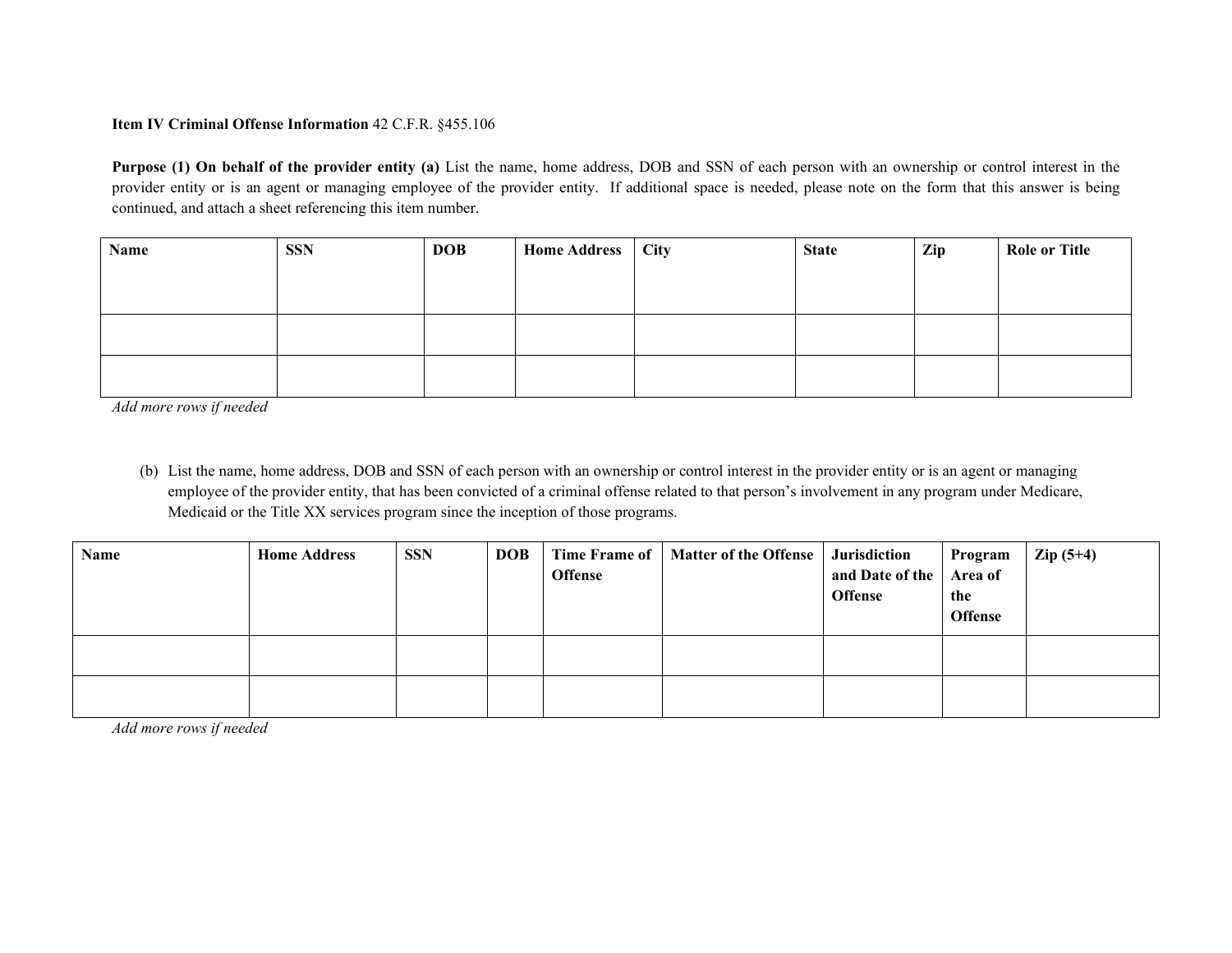**Item IV Criminal Offense Information** 42 C.F.R. §455.106

**Purpose (1) On behalf of the provider entity (a)** List the name, home address, DOB and SSN of each person with an ownership or control interest in the provider entity or is an agent or managing employee of the provider entity. If additional space is needed, please note on the form that this answer is being continued, and attach a sheet referencing this item number.

| Name | SSN | DOB | Home Address | City | State | Zip | Role or Title |
|---|---|---|---|---|---|---|---|
| | | | | | | | |
| | | | | | | | |

*Add more rows if needed*

(b) List the name, home address, DOB and SSN of each person with an ownership or control interest in the provider entity or is an agent or managing employee of the provider entity, that has been convicted of a criminal offense related to that person's involvement in any program under Medicare, Medicaid or the Title XX services program since the inception of those programs.

| Name | Home Address | SSN | DOB | Time Frame of Offense | Matter of the Offense | Jurisdiction and Date of the Offense | Program Area of the Offense | Zip (5+4) |
|---|---|---|---|---|---|---|---|---|
| | | | | | | | | |
| | | | | | | | | |

*Add more rows if needed*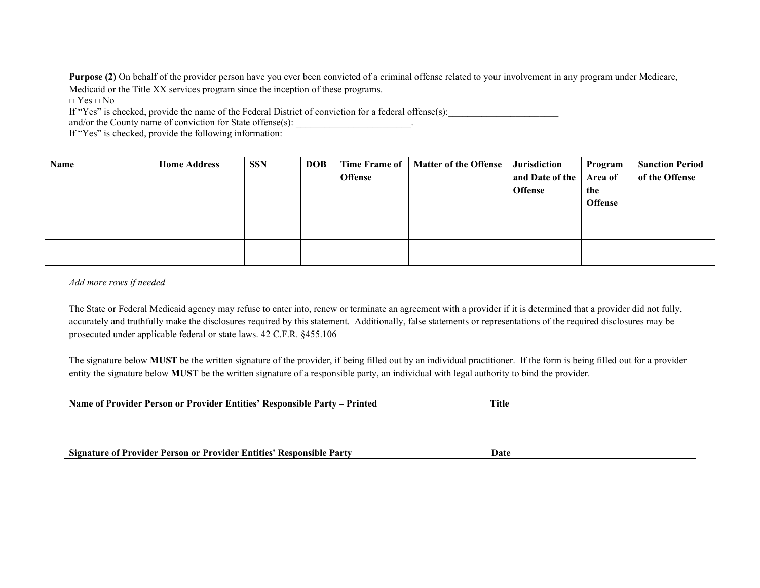**Purpose (2)** On behalf of the provider person have you ever been convicted of a criminal offense related to your involvement in any program under Medicare, Medicaid or the Title XX services program since the inception of these programs.

□ Yes □ No

If "Yes" is checked, provide the name of the Federal District of conviction for a federal offense(s):_______________________

and/or the County name of conviction for State offense(s): ________________________.

If "Yes" is checked, provide the following information:

| Name | Home Address | SSN | DOB | Time Frame of Offense | Matter of the Offense | Jurisdiction and Date of the Offense | Program Area of the Offense | Sanction Period of the Offense |
|---|---|---|---|---|---|---|---|---|
| | | | | | | | | |
| | | | | | | | | |

*Add more rows if needed*

The State or Federal Medicaid agency may refuse to enter into, renew or terminate an agreement with a provider if it is determined that a provider did not fully, accurately and truthfully make the disclosures required by this statement. Additionally, false statements or representations of the required disclosures may be prosecuted under applicable federal or state laws. 42 C.F.R. §455.106

The signature below **MUST** be the written signature of the provider, if being filled out by an individual practitioner. If the form is being filled out for a provider entity the signature below **MUST** be the written signature of a responsible party, an individual with legal authority to bind the provider.

| **Name of Provider Person or Provider Entities' Responsible Party – Printed** | **Title** |
|---|---|
| | |
| **Signature of Provider Person or Provider Entities' Responsible Party** | **Date** |
| | |